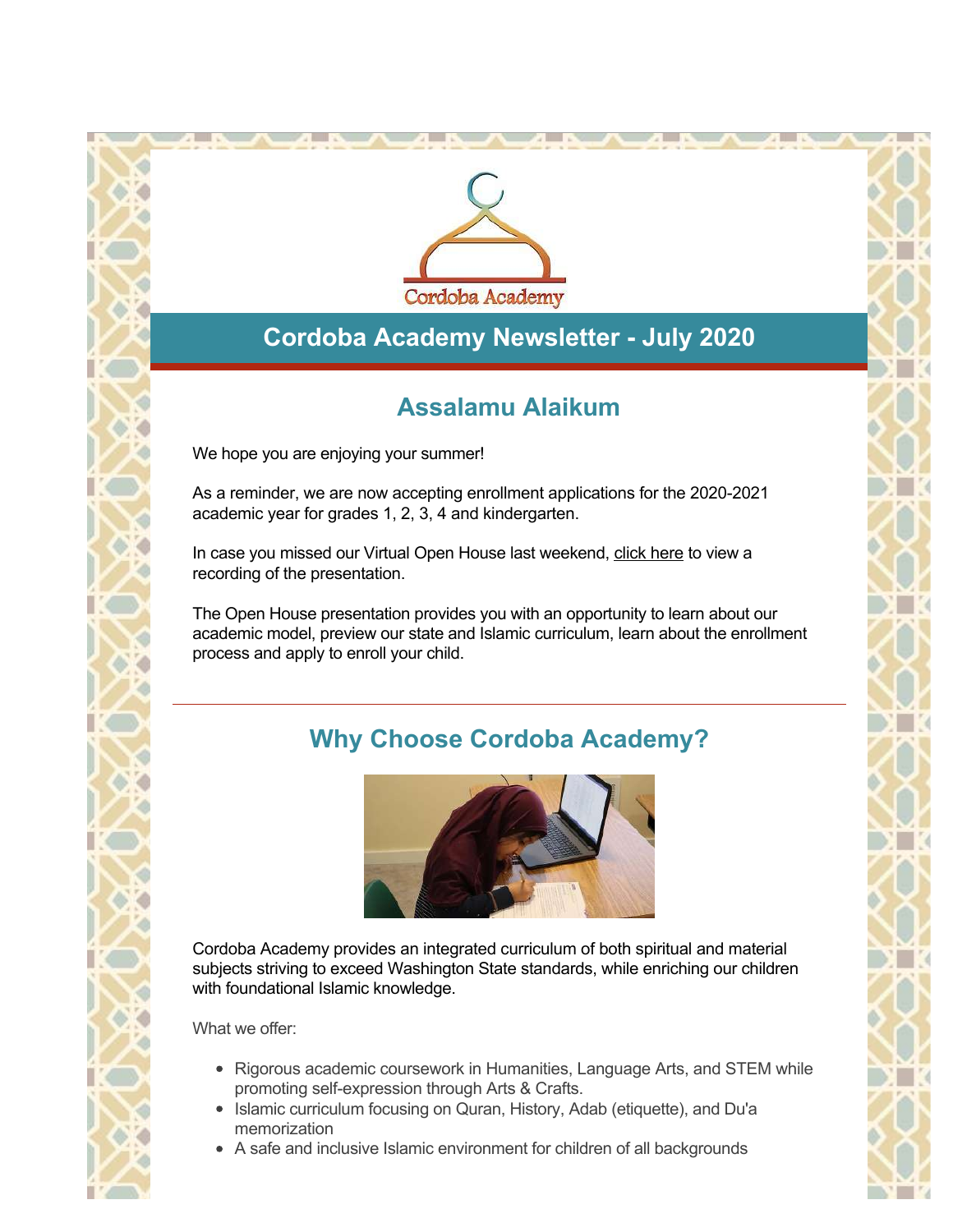Cordoba Academy

# Cordoba Academy Newsletter - July 2020

## Assalamu Alaikum

We hope you are enjoying your summer!

As a reminder, we are now accepting enrollment applications for the 2020-2021 academic year for grades 1, 2, 3, 4 and kindergarten.

In case you missed our Virtual Open House last weekend, click here to view a recording of the presentation.

The Open House presentation provides you with an opportunity to learn about our academic model, preview our state and Islamic curriculum, learn about the enrollment process and apply to enroll your child.

---

## Why Choose Cordoba Academy?

Cordoba Academy provides an integrated curriculum of both spiritual and material subjects striving to exceed Washington State standards, while enriching our children with foundational Islamic knowledge.

What we offer:

- Rigorous academic coursework in Humanities, Language Arts, and STEM while promoting self-expression through Arts & Crafts.
- Islamic curriculum focusing on Quran, History, Adab (etiquette), and Du'a memorization
- A safe and inclusive Islamic environment for children of all backgrounds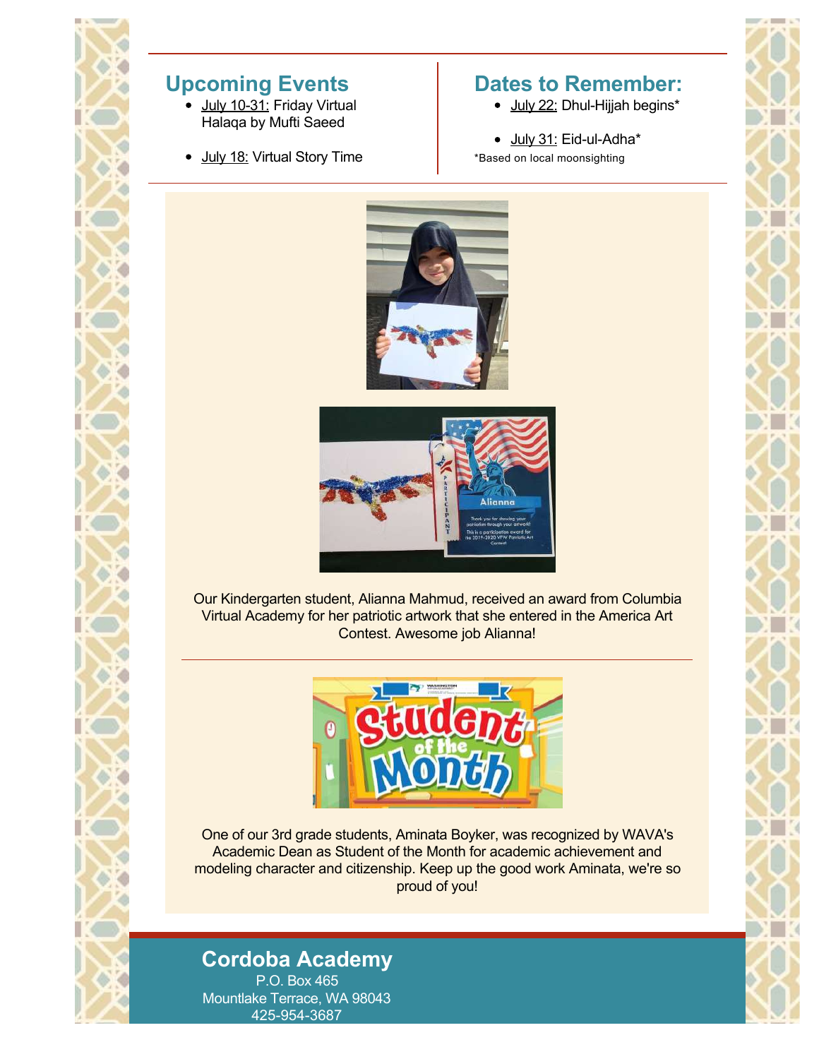## Upcoming Events

- July 10-31: Friday Virtual Halaqa by Mufti Saeed
- July 18: Virtual Story Time

## Dates to Remember:

- July 22: Dhul-Hijjah begins*
- July 31: Eid-ul-Adha*

*Based on local moonsighting

---

Our Kindergarten student, Alianna Mahmud, received an award from Columbia Virtual Academy for her patriotic artwork that she entered in the America Art Contest. Awesome job Alianna!

---

One of our 3rd grade students, Aminata Boyker, was recognized by WAVA's Academic Dean as Student of the Month for academic achievement and modeling character and citizenship. Keep up the good work Aminata, we're so proud of you!

**Cordoba Academy**
P.O. Box 465
Mountlake Terrace, WA 98043
425-954-3687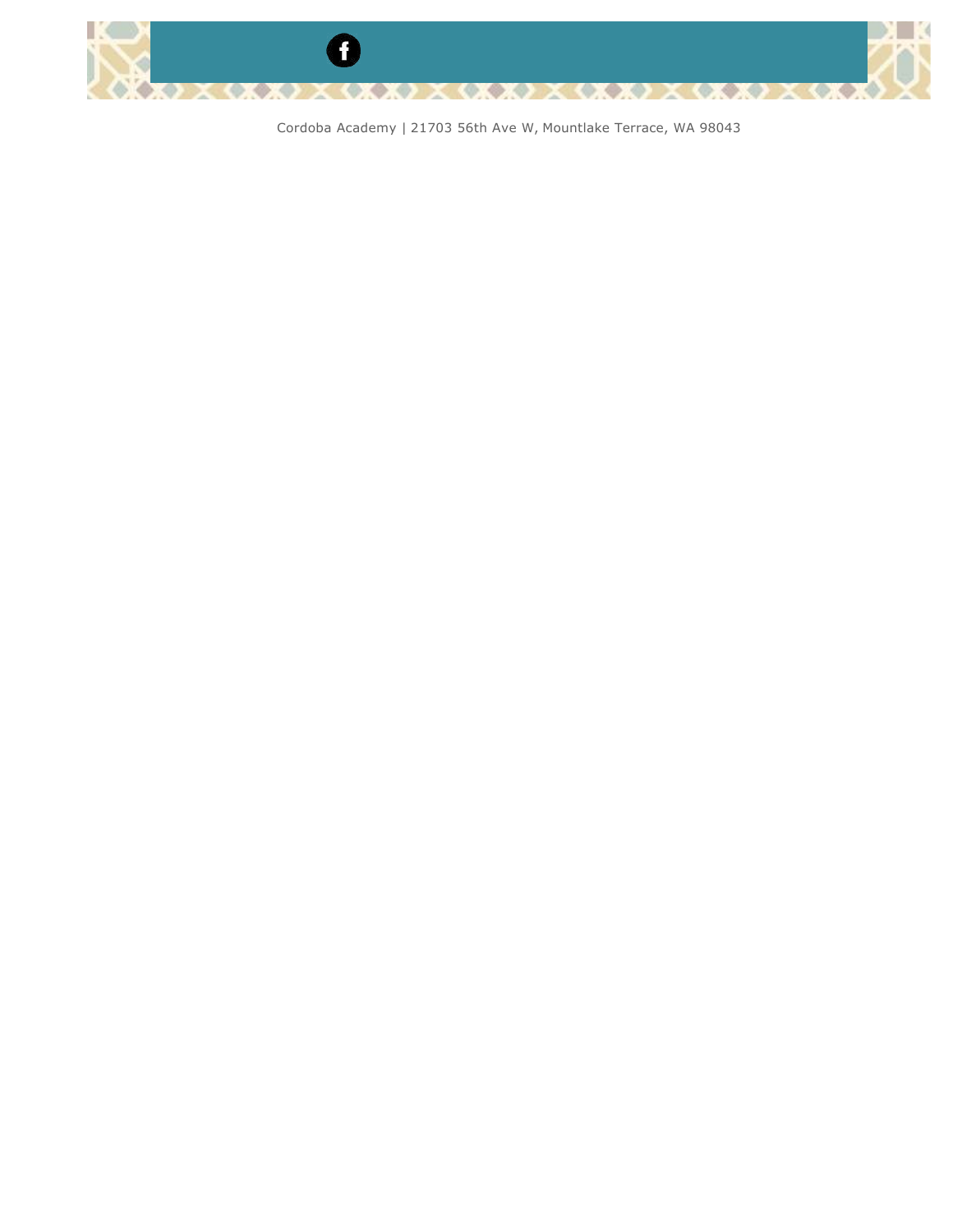Cordoba Academy | 21703 56th Ave W, Mountlake Terrace, WA 98043